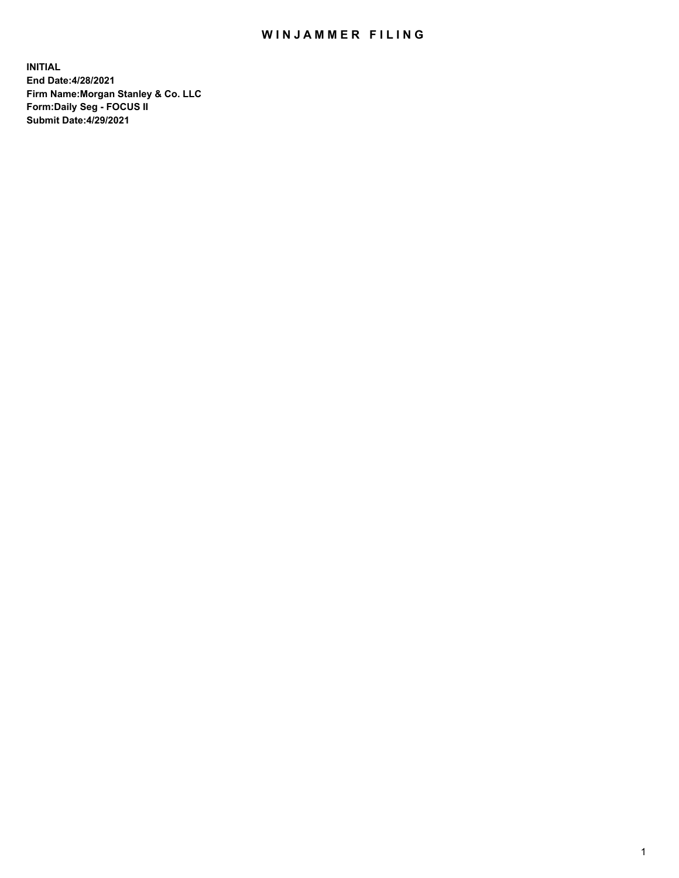# WINJAMMER FILING

**INITIAL**
**End Date:4/28/2021**
**Firm Name:Morgan Stanley & Co. LLC**
**Form:Daily Seg - FOCUS II**
**Submit Date:4/29/2021**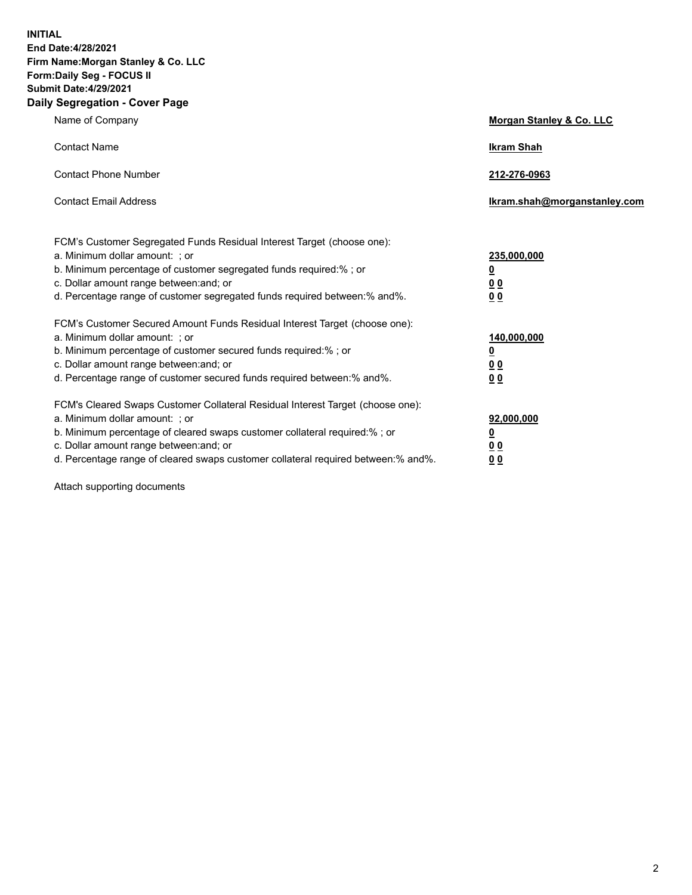**INITIAL**
**End Date:4/28/2021**
**Firm Name:Morgan Stanley & Co. LLC**
**Form:Daily Seg - FOCUS II**
**Submit Date:4/29/2021**

## Daily Segregation - Cover Page

| | |
|---|---|
| Name of Company | **Morgan Stanley & Co. LLC** |
| Contact Name | **Ikram Shah** |
| Contact Phone Number | **212-276-0963** |
| Contact Email Address | **Ikram.shah@morganstanley.com** |

| | |
|---|---|
| FCM's Customer Segregated Funds Residual Interest Target (choose one): | |
| a. Minimum dollar amount: ; or | **235,000,000** |
| b. Minimum percentage of customer segregated funds required:% ; or | **0** |
| c. Dollar amount range between:and; or | **0 0** |
| d. Percentage range of customer segregated funds required between:% and%. | **0 0** |
| FCM's Customer Secured Amount Funds Residual Interest Target (choose one): | |
| a. Minimum dollar amount: ; or | **140,000,000** |
| b. Minimum percentage of customer secured funds required:% ; or | **0** |
| c. Dollar amount range between:and; or | **0 0** |
| d. Percentage range of customer secured funds required between:% and%. | **0 0** |
| FCM's Cleared Swaps Customer Collateral Residual Interest Target (choose one): | |
| a. Minimum dollar amount: ; or | **92,000,000** |
| b. Minimum percentage of cleared swaps customer collateral required:% ; or | **0** |
| c. Dollar amount range between:and; or | **0 0** |
| d. Percentage range of cleared swaps customer collateral required between:% and%. | **0 0** |

Attach supporting documents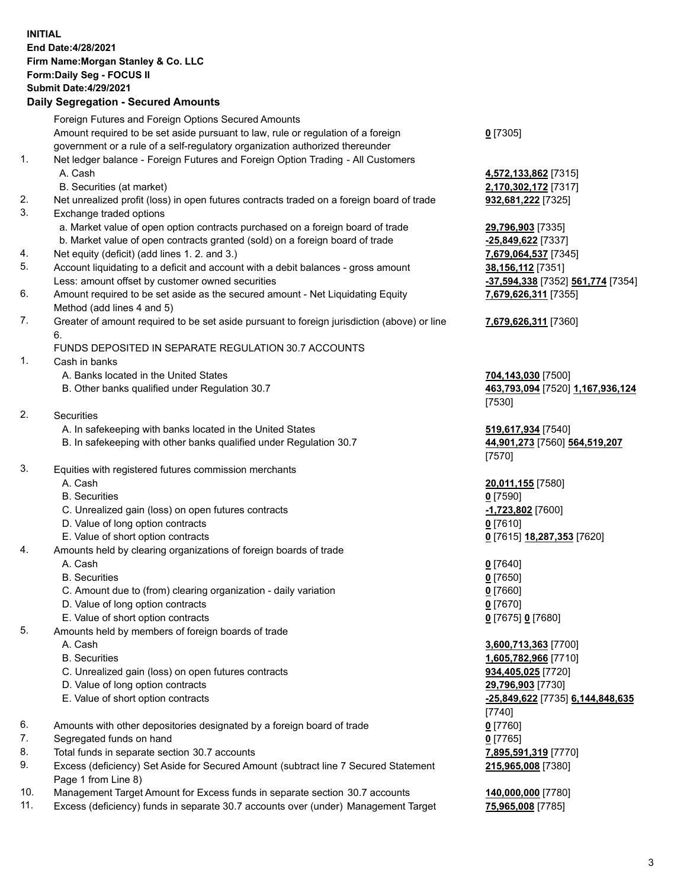**INITIAL**
**End Date:4/28/2021**
**Firm Name:Morgan Stanley & Co. LLC**
**Form:Daily Seg - FOCUS II**
**Submit Date:4/29/2021**

**Daily Segregation - Secured Amounts**

| | | |
|---|---|---|
| | Foreign Futures and Foreign Options Secured Amounts | |
| | Amount required to be set aside pursuant to law, rule or regulation of a foreign government or a rule of a self-regulatory organization authorized thereunder | **0** [7305] |
| 1. | Net ledger balance - Foreign Futures and Foreign Option Trading - All Customers | |
| | A. Cash | **4,572,133,862** [7315] |
| | B. Securities (at market) | **2,170,302,172** [7317] |
| 2. | Net unrealized profit (loss) in open futures contracts traded on a foreign board of trade | **932,681,222** [7325] |
| 3. | Exchange traded options | |
| | a. Market value of open option contracts purchased on a foreign board of trade | **29,796,903** [7335] |
| | b. Market value of open contracts granted (sold) on a foreign board of trade | **-25,849,622** [7337] |
| 4. | Net equity (deficit) (add lines 1. 2. and 3.) | **7,679,064,537** [7345] |
| 5. | Account liquidating to a deficit and account with a debit balances - gross amount | **38,156,112** [7351] |
| | Less: amount offset by customer owned securities | **-37,594,338** [7352] **561,774** [7354] |
| 6. | Amount required to be set aside as the secured amount - Net Liquidating Equity Method (add lines 4 and 5) | **7,679,626,311** [7355] |
| 7. | Greater of amount required to be set aside pursuant to foreign jurisdiction (above) or line 6. | **7,679,626,311** [7360] |
| | FUNDS DEPOSITED IN SEPARATE REGULATION 30.7 ACCOUNTS | |
| 1. | Cash in banks | |
| | A. Banks located in the United States | **704,143,030** [7500] |
| | B. Other banks qualified under Regulation 30.7 | **463,793,094** [7520] **1,167,936,124** [7530] |
| 2. | Securities | |
| | A. In safekeeping with banks located in the United States | **519,617,934** [7540] |
| | B. In safekeeping with other banks qualified under Regulation 30.7 | **44,901,273** [7560] **564,519,207** [7570] |
| 3. | Equities with registered futures commission merchants | |
| | A. Cash | **20,011,155** [7580] |
| | B. Securities | **0** [7590] |
| | C. Unrealized gain (loss) on open futures contracts | **-1,723,802** [7600] |
| | D. Value of long option contracts | **0** [7610] |
| | E. Value of short option contracts | **0** [7615] **18,287,353** [7620] |
| 4. | Amounts held by clearing organizations of foreign boards of trade | |
| | A. Cash | **0** [7640] |
| | B. Securities | **0** [7650] |
| | C. Amount due to (from) clearing organization - daily variation | **0** [7660] |
| | D. Value of long option contracts | **0** [7670] |
| | E. Value of short option contracts | **0** [7675] **0** [7680] |
| 5. | Amounts held by members of foreign boards of trade | |
| | A. Cash | **3,600,713,363** [7700] |
| | B. Securities | **1,605,782,966** [7710] |
| | C. Unrealized gain (loss) on open futures contracts | **934,405,025** [7720] |
| | D. Value of long option contracts | **29,796,903** [7730] |
| | E. Value of short option contracts | **-25,849,622** [7735] **6,144,848,635** [7740] |
| 6. | Amounts with other depositories designated by a foreign board of trade | **0** [7760] |
| 7. | Segregated funds on hand | **0** [7765] |
| 8. | Total funds in separate section 30.7 accounts | **7,895,591,319** [7770] |
| 9. | Excess (deficiency) Set Aside for Secured Amount (subtract line 7 Secured Statement Page 1 from Line 8) | **215,965,008** [7380] |
| 10. | Management Target Amount for Excess funds in separate section 30.7 accounts | **140,000,000** [7780] |
| 11. | Excess (deficiency) funds in separate 30.7 accounts over (under) Management Target | **75,965,008** [7785] |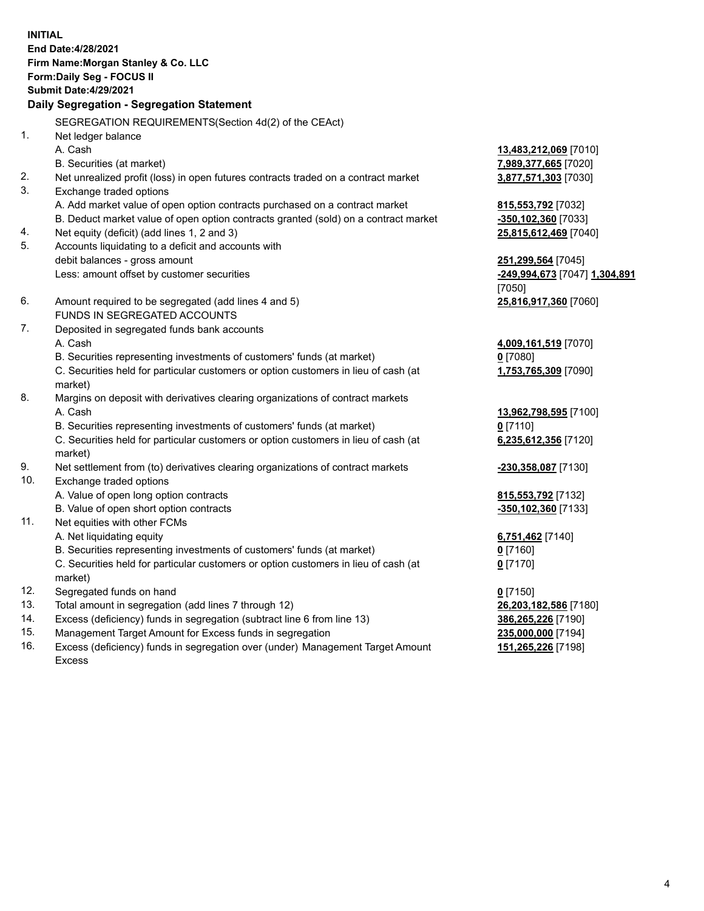**INITIAL**
**End Date:4/28/2021**
**Firm Name:Morgan Stanley & Co. LLC**
**Form:Daily Seg - FOCUS II**
**Submit Date:4/29/2021**

## Daily Segregation - Segregation Statement

SEGREGATION REQUIREMENTS(Section 4d(2) of the CEAct)

| | | |
|---|---|---|
| 1. | Net ledger balance | |
| | A. Cash | **13,483,212,069** [7010] |
| | B. Securities (at market) | **7,989,377,665** [7020] |
| 2. | Net unrealized profit (loss) in open futures contracts traded on a contract market | **3,877,571,303** [7030] |
| 3. | Exchange traded options | |
| | A. Add market value of open option contracts purchased on a contract market | **815,553,792** [7032] |
| | B. Deduct market value of open option contracts granted (sold) on a contract market | **-350,102,360** [7033] |
| 4. | Net equity (deficit) (add lines 1, 2 and 3) | **25,815,612,469** [7040] |
| 5. | Accounts liquidating to a deficit and accounts with debit balances - gross amount | **251,299,564** [7045] |
| | Less: amount offset by customer securities | **-249,994,673** [7047] **1,304,891** [7050] |
| 6. | Amount required to be segregated (add lines 4 and 5) | **25,816,917,360** [7060] |
| | FUNDS IN SEGREGATED ACCOUNTS | |
| 7. | Deposited in segregated funds bank accounts | |
| | A. Cash | **4,009,161,519** [7070] |
| | B. Securities representing investments of customers' funds (at market) | **0** [7080] |
| | C. Securities held for particular customers or option customers in lieu of cash (at market) | **1,753,765,309** [7090] |
| 8. | Margins on deposit with derivatives clearing organizations of contract markets | |
| | A. Cash | **13,962,798,595** [7100] |
| | B. Securities representing investments of customers' funds (at market) | **0** [7110] |
| | C. Securities held for particular customers or option customers in lieu of cash (at market) | **6,235,612,356** [7120] |
| 9. | Net settlement from (to) derivatives clearing organizations of contract markets | **-230,358,087** [7130] |
| 10. | Exchange traded options | |
| | A. Value of open long option contracts | **815,553,792** [7132] |
| | B. Value of open short option contracts | **-350,102,360** [7133] |
| 11. | Net equities with other FCMs | |
| | A. Net liquidating equity | **6,751,462** [7140] |
| | B. Securities representing investments of customers' funds (at market) | **0** [7160] |
| | C. Securities held for particular customers or option customers in lieu of cash (at market) | **0** [7170] |
| 12. | Segregated funds on hand | **0** [7150] |
| 13. | Total amount in segregation (add lines 7 through 12) | **26,203,182,586** [7180] |
| 14. | Excess (deficiency) funds in segregation (subtract line 6 from line 13) | **386,265,226** [7190] |
| 15. | Management Target Amount for Excess funds in segregation | **235,000,000** [7194] |
| 16. | Excess (deficiency) funds in segregation over (under) Management Target Amount Excess | **151,265,226** [7198] |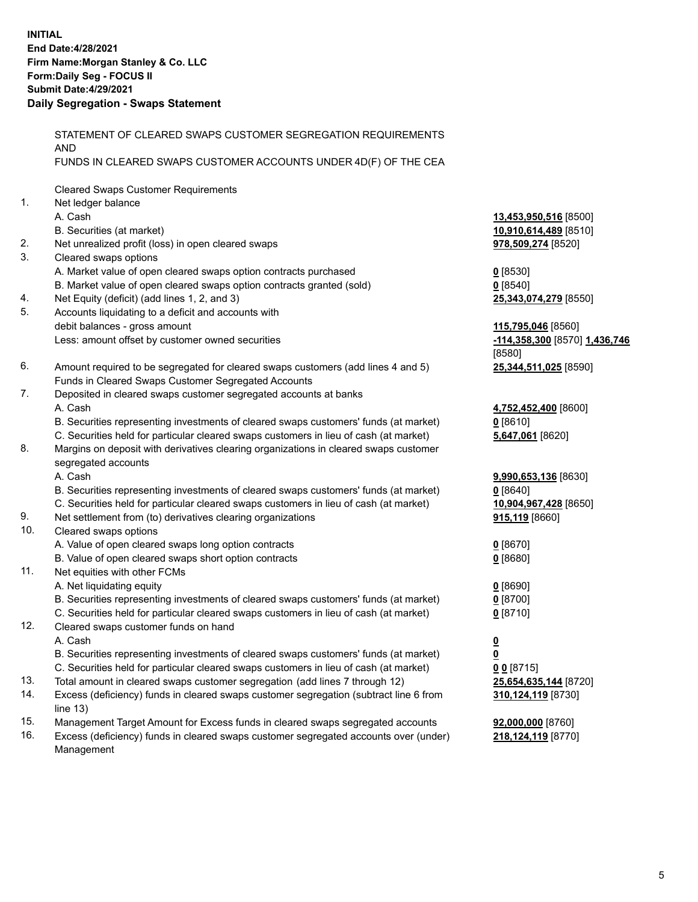**INITIAL**
**End Date:4/28/2021**
**Firm Name:Morgan Stanley & Co. LLC**
**Form:Daily Seg - FOCUS II**
**Submit Date:4/29/2021**
**Daily Segregation - Swaps Statement**

STATEMENT OF CLEARED SWAPS CUSTOMER SEGREGATION REQUIREMENTS AND FUNDS IN CLEARED SWAPS CUSTOMER ACCOUNTS UNDER 4D(F) OF THE CEA

| | | |
|---|---|---|
| | Cleared Swaps Customer Requirements | |
| 1. | Net ledger balance | |
| | A. Cash | **13,453,950,516** [8500] |
| | B. Securities (at market) | **10,910,614,489** [8510] |
| 2. | Net unrealized profit (loss) in open cleared swaps | **978,509,274** [8520] |
| 3. | Cleared swaps options | |
| | A. Market value of open cleared swaps option contracts purchased | **0** [8530] |
| | B. Market value of open cleared swaps option contracts granted (sold) | **0** [8540] |
| 4. | Net Equity (deficit) (add lines 1, 2, and 3) | **25,343,074,279** [8550] |
| 5. | Accounts liquidating to a deficit and accounts with debit balances - gross amount | **115,795,046** [8560] |
| | Less: amount offset by customer owned securities | **-114,358,300** [8570] **1,436,746** [8580] |
| 6. | Amount required to be segregated for cleared swaps customers (add lines 4 and 5) | **25,344,511,025** [8590] |
| | Funds in Cleared Swaps Customer Segregated Accounts | |
| 7. | Deposited in cleared swaps customer segregated accounts at banks | |
| | A. Cash | **4,752,452,400** [8600] |
| | B. Securities representing investments of cleared swaps customers' funds (at market) | **0** [8610] |
| | C. Securities held for particular cleared swaps customers in lieu of cash (at market) | **5,647,061** [8620] |
| 8. | Margins on deposit with derivatives clearing organizations in cleared swaps customer segregated accounts | |
| | A. Cash | **9,990,653,136** [8630] |
| | B. Securities representing investments of cleared swaps customers' funds (at market) | **0** [8640] |
| | C. Securities held for particular cleared swaps customers in lieu of cash (at market) | **10,904,967,428** [8650] |
| 9. | Net settlement from (to) derivatives clearing organizations | **915,119** [8660] |
| 10. | Cleared swaps options | |
| | A. Value of open cleared swaps long option contracts | **0** [8670] |
| | B. Value of open cleared swaps short option contracts | **0** [8680] |
| 11. | Net equities with other FCMs | |
| | A. Net liquidating equity | **0** [8690] |
| | B. Securities representing investments of cleared swaps customers' funds (at market) | **0** [8700] |
| | C. Securities held for particular cleared swaps customers in lieu of cash (at market) | **0** [8710] |
| 12. | Cleared swaps customer funds on hand | |
| | A. Cash | **0** |
| | B. Securities representing investments of cleared swaps customers' funds (at market) | **0** |
| | C. Securities held for particular cleared swaps customers in lieu of cash (at market) | **0** **0** [8715] |
| 13. | Total amount in cleared swaps customer segregation (add lines 7 through 12) | **25,654,635,144** [8720] |
| 14. | Excess (deficiency) funds in cleared swaps customer segregation (subtract line 6 from line 13) | **310,124,119** [8730] |
| 15. | Management Target Amount for Excess funds in cleared swaps segregated accounts | **92,000,000** [8760] |
| 16. | Excess (deficiency) funds in cleared swaps customer segregated accounts over (under) Management | **218,124,119** [8770] |